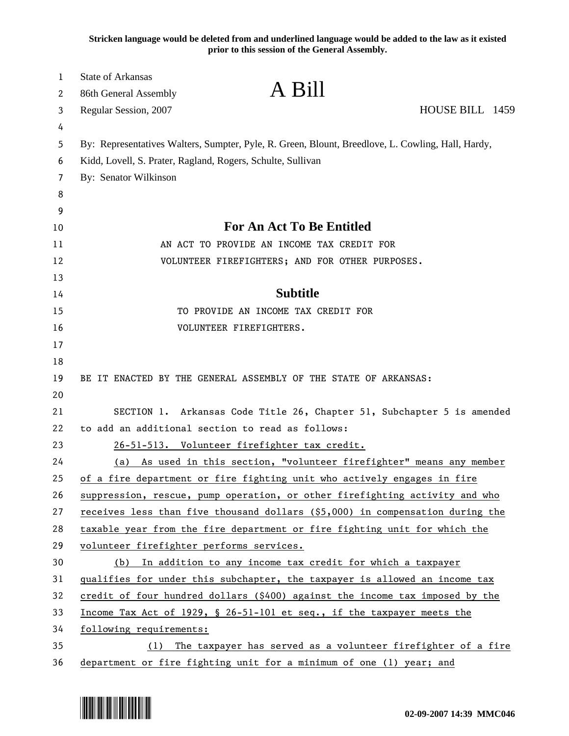**Stricken language would be deleted from and underlined language would be added to the law as it existed prior to this session of the General Assembly.**

State of Arkansas
86th General Assembly
Regular Session, 2007

# A Bill

HOUSE BILL 1459

By: Representatives Walters, Sumpter, Pyle, R. Green, Blount, Breedlove, L. Cowling, Hall, Hardy, Kidd, Lovell, S. Prater, Ragland, Rogers, Schulte, Sullivan

By: Senator Wilkinson

## For An Act To Be Entitled

AN ACT TO PROVIDE AN INCOME TAX CREDIT FOR VOLUNTEER FIREFIGHTERS; AND FOR OTHER PURPOSES.

## Subtitle

TO PROVIDE AN INCOME TAX CREDIT FOR VOLUNTEER FIREFIGHTERS.

BE IT ENACTED BY THE GENERAL ASSEMBLY OF THE STATE OF ARKANSAS:

SECTION 1. Arkansas Code Title 26, Chapter 51, Subchapter 5 is amended to add an additional section to read as follows:

<u>26-51-513. Volunteer firefighter tax credit.</u>

<u>(a) As used in this section, "volunteer firefighter" means any member of a fire department or fire fighting unit who actively engages in fire suppression, rescue, pump operation, or other firefighting activity and who receives less than five thousand dollars ($5,000) in compensation during the taxable year from the fire department or fire fighting unit for which the volunteer firefighter performs services.</u>

<u>(b) In addition to any income tax credit for which a taxpayer qualifies for under this subchapter, the taxpayer is allowed an income tax credit of four hundred dollars ($400) against the income tax imposed by the Income Tax Act of 1929, § 26-51-101 et seq., if the taxpayer meets the following requirements:</u>

<u>(1) The taxpayer has served as a volunteer firefighter of a fire department or fire fighting unit for a minimum of one (1) year; and</u>

02-09-2007 14:39 MMC046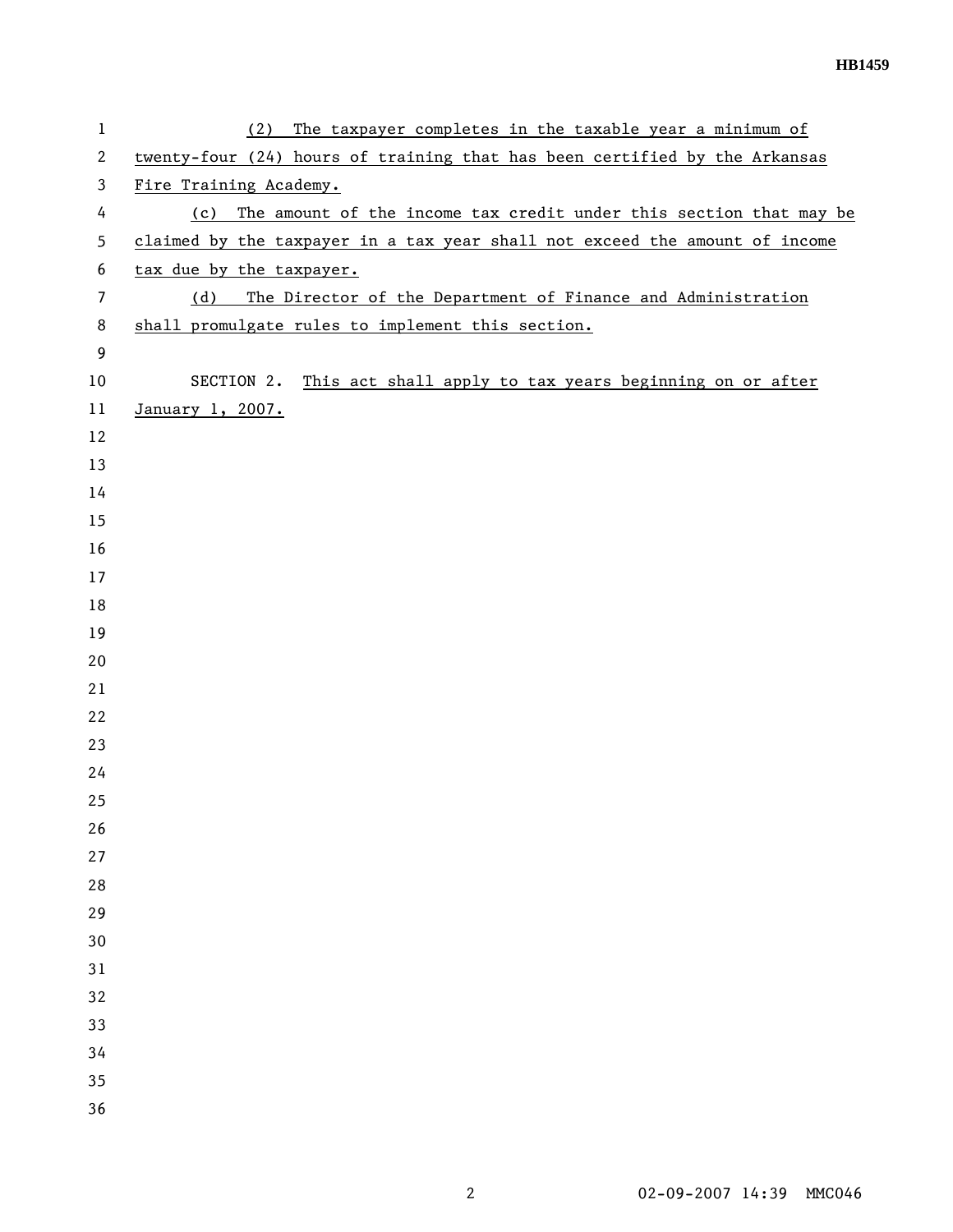(2) The taxpayer completes in the taxable year a minimum of twenty-four (24) hours of training that has been certified by the Arkansas Fire Training Academy.

(c) The amount of the income tax credit under this section that may be claimed by the taxpayer in a tax year shall not exceed the amount of income tax due by the taxpayer.

(d) The Director of the Department of Finance and Administration shall promulgate rules to implement this section.

SECTION 2. This act shall apply to tax years beginning on or after January 1, 2007.